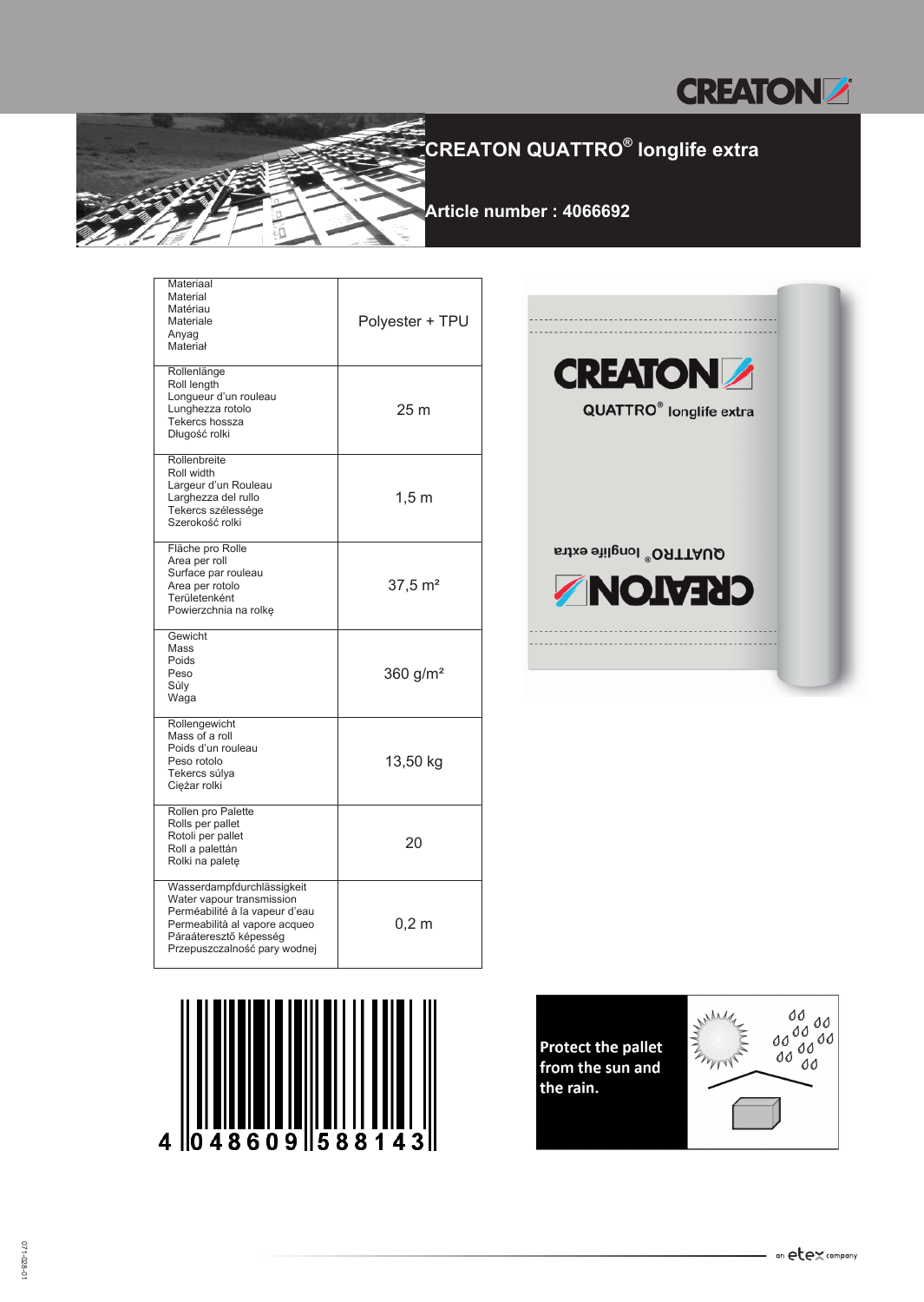CREATON

# CREATON QUATTRO® longlife extra

**Article number : 4066692**

| | |
|---|---|
| Materiaal<br>Material<br>Matériau<br>Materiale<br>Anyag<br>Materiał | Polyester + TPU |
| Rollenlänge<br>Roll length<br>Longueur d'un rouleau<br>Lunghezza rotolo<br>Tekercs hossza<br>Długość rolki | 25 m |
| Rollenbreite<br>Roll width<br>Largeur d'un Rouleau<br>Larghezza del rullo<br>Tekercs szélessége<br>Szerokość rolki | 1,5 m |
| Fläche pro Rolle<br>Area per roll<br>Surface par rouleau<br>Area per rotolo<br>Területenként<br>Powierzchnia na rolkę | 37,5 m² |
| Gewicht<br>Mass<br>Poids<br>Peso<br>Súly<br>Waga | 360 g/m² |
| Rollengewicht<br>Mass of a roll<br>Poids d'un rouleau<br>Peso rotolo<br>Tekercs súlya<br>Ciężar rolki | 13,50 kg |
| Rollen pro Palette<br>Rolls per pallet<br>Rotoli per pallet<br>Roll a palettán<br>Rolki na paletę | 20 |
| Wasserdampfdurchlässigkeit<br>Water vapour transmission<br>Perméabilité à la vapeur d'eau<br>Permeabilità al vapore acqueo<br>Páraáteresztő képesség<br>Przepuszczalność pary wodnej | 0,2 m |

CREATON

QUATTRO® longlife extra

4 048609 588143

**Protect the pallet from the sun and the rain.**

an etex company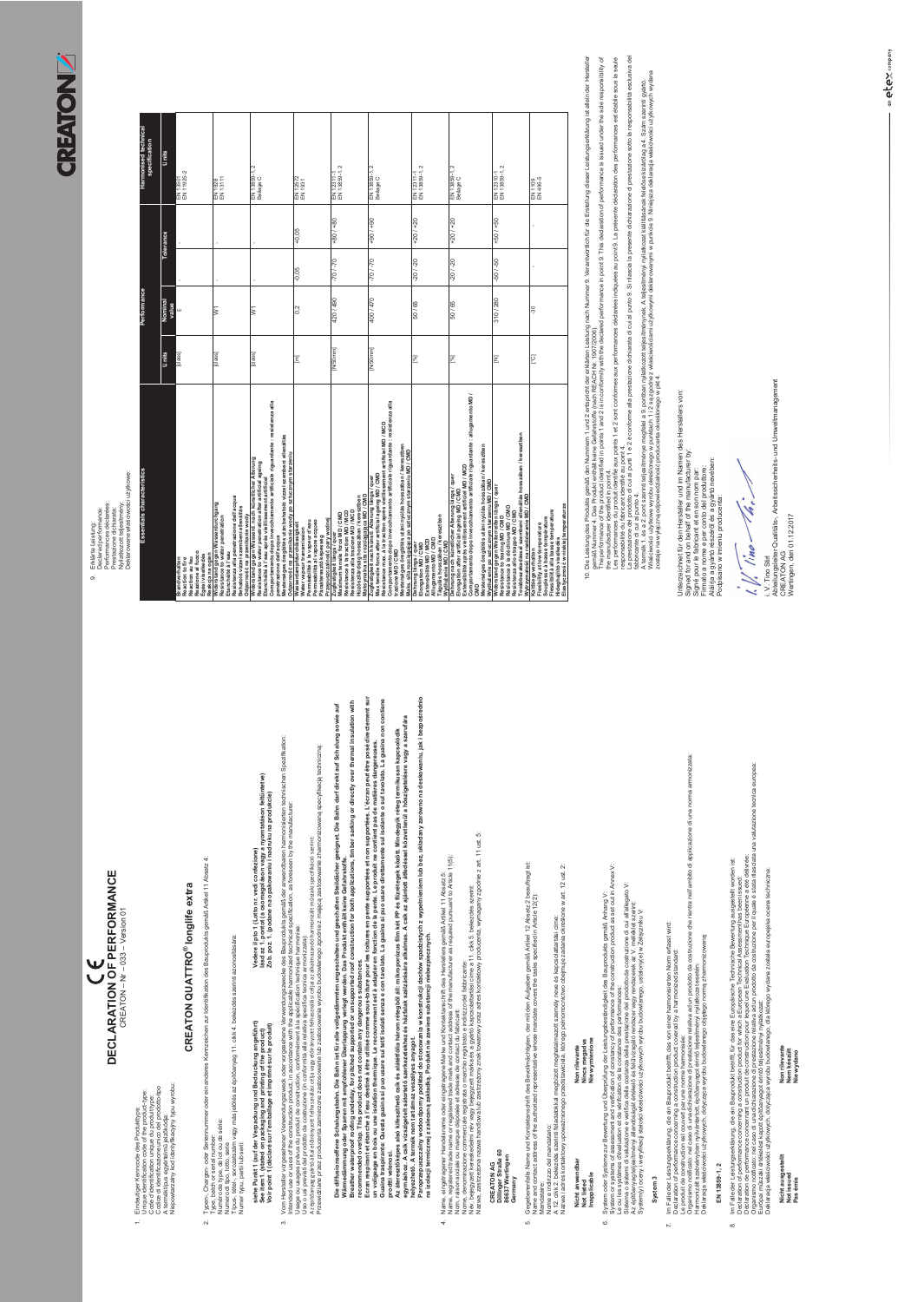# CE

# DECLARATION OF PERFORMANCE

CREATON – Nr – 033 – Version 01

1. Eindeutiger Kenncode des Produkttyps:
Unique identification code of the product-type:
Code d'identification unique du produit type:
Codice di identificazione unico del prodotto-tipo:
A terméktípus egyértelmű azonosítója:
Niepowtarzalny kod identyfikacyjny typu wyrobu:

## CREATON QUATTRO® longlife extra

2. Typen-, Chargen- oder Seriennummer oder ein anderes Kennzeichen zur Identifikation des Bauprodukts gemäß Artikel 11 Absatz 4:
Type, batch or serial number:
Numéro de type, du lot ou de série:
Numero di tipo, lotto, serie:
Típus-, tétel-, sorozatszám vagy más jelölés az építőipari 11. cikk 4. bekezdés szerinti azonosításra:
Numer typu, partii lub serii:

**siehe Punkt 1 (auf der Verpackung und Bedruckung angeführt)**
**See item 1. (stated on packaging and printing of the product)**
**Voir point 1 (déclaré sur l'emballage et imprimé sur le produit)**
**Vedere il pto 1 (Lotto nr. vedi confezione)**
**lásd az 1. pontot (a csomagoláson vagy a nyomtatáson feltüntetve)**
**Zob. poz. 1. (podane na opakowaniu i nadruku na produkcie)**

3. Vom Hersteller vorgesehener Verwendungszweck oder vorgesehene Verwendungszwecke des Bauprodukts gemäß der anwendbaren harmonisierten technischen Spezifikation:
Intended use or uses of the construction product, in accordance with the applicable harmonised technical specification, as foreseen by the manufacturer:
Usage ou usages prévus du produit de construction, conformément à la spécification technique harmonisée applicable, comme prévu par le fabricant:
Uso o usi previsti del prodotto da costruzione, conformemente alla relativa specifica tecnica armonizzata:
A gyártó által előirányzott felhasználási célja vagy céljai az alkalmazandó harmonizált műszaki specifikáció szerint:
Przewidziane przez producenta zamierzone zastosowanie lub zastosowania wyrobu budowlanego zgodnie z mającą zastosowanie zharmonizowaną specyfikacją techniczną:

**Die diffusionsoffene Schalungsbahn. Die Bahn ist für alle vollgedämmten und geschalten Steildächer geeignet. Die Bahn darf direkt auf Schalung sowie auf Wärmedämmung oder Sparren mit empfohlener Überlappung verlegt werden. Das Produkt enthält keine Gefahrstoffe.**
**Breathable underroof sealing underlay, for pitched roofs supported or unsupported roof construction for both applications, timber sarking or directly over thermal insulation with recommended overlap. This product does not contain any dangerous substances.**
**Ecran respirant étanche à l'eau destiné à être utilisé comme sous-toiture pour les toitures en pente supportées et non supportées. L'écran peut être posé directement sur le voligeage ou sur l'isolation thermique avec le recouvrement recommandé. Le produit ne contient pas de matières dangereuses.**
**Guaina traspirante: Questa guaina può essere usata sui tetti isolati senza o con tavolato. La guaina si può usare direttamente sul tavolato o sull'isolante. La guaina non contiene prodotti velenosi.**
**Az alátétfólia három rétegből áll: mikroporózus film két PP és filcréteg között. Mindegyik réteg termikusan kapcsolódik egymáshoz. A cikk vízszigetelt tetőszerkezetekhez és hajlékony hőszigeteléshez alkalmas. A cikk az ajánlott átfedéssel közvetlenül a hőszigetelésre vagy a szarufára helyezhető. A termék nem tartalmaz veszélyes anyagot.**
**Paroprzepuszczalny wodoodporny podkład do stosowania w konstrukcji dachów spadzistych z wypełnieniem lub bez, układany zarówno na deskowaniu, jak i bezpośrednio na izolacji termicznej z zalecaną zakładką. Produkt nie zawiera substancji niebezpiecznych.**

4. Name, eingetragener Handelsname oder eingetragene Marke und Kontaktanschrift des Herstellers gemäß Artikel 11 Absatz 5:
Name, registered trade name or registered trade mark and contact address of the manufacturer as required pursuant to Article 11(5):
Nom, raison sociale ou marque déposée et adresse de contact du fabricant:
Nome, denominazione commerciale registrata o marchio registrato e indirizzo del fabbricante:
Név, bejegyzett kereskedelmi név vagy bejegyzett márka és gyártó kapcsolattartási címe a 11. cikk 5. bekezdés szerint:
Nazwa, zastrzeżona nazwa handlowa lub zastrzeżony znak towarowy oraz adres kontaktowy producenta, wymagany zgodnie z art. 11 ust. 5:

**CREATON AG**
**Dillinger Straße 60**
**86637 Wertingen**
**Germany**

5. Gegebenenfalls Name und Kontaktanschrift des Bevollmächtigten, der mit den Aufgaben gemäß Artikel 12 Absatz 2 beauftragt ist:
Where applicable, name and contact address of the authorised representative whose mandate covers the tasks specified in Article 12(2):
Mandataire:
Nome e indirizzo del mandatario:
A 12. cikk 2. bekezdés szerinti feladatokkal megbízott meghatalmazott személy neve és kapcsolattartási címe:
Nazwa i adres kontaktowy upoważnionego przedstawiciela, którego pełnomocnictwo obejmuje zadania określone w art. 12 ust. 2:

**Nicht anwendbar** / **Not listed** / **Inapplicable** / **Non rilevante** / **Nincs megadva** / **Nie wymieniono**

6. System oder Systeme zur Bewertung und Überprüfung der Leistungsbeständigkeit des Bauprodukts gemäß Anhang V:
System or systems of assessment and verification of constancy of performance of the construction product as set out in Annex V:
Le ou les systèmes d'évaluation et de vérification de la constance des performances:
Sistema o sistemi di valutazione e verifica della costanza della prestazione del prodotto da costruzione di cui all'allegato V:
Az építőipari teljesítmény állandóságát értékelő és felülvizsgáló rendszer vagy rendszerek az V. melléklet szerint:
System(y) oceny i weryfikacji stałości właściwości użytkowych wyrobu budowlanego, określony(-e) w Załączniku V:

**System 3**

7. Im Falle der Leistungserklärung, die ein Bauprodukt betrifft, das von einer harmonisierten Norm erfasst wird:
Declaration of performance concerning a construction product covered by a harmonised standard:
Le produit de construction est couvert par une norme harmonisée:
Organismo notificato, nel caso di una dichiarazione di prestazione relativa ad un prodotto da costruzione che rientra nell'ambito di applicazione di una norma armonizzata:
Harmonizált szabványban nyilvántartott, építőipari termék teljesítményi nyilatkozatban:
Deklaracja właściwości użytkowych, dotycząca wyrobu budowlanego objętego normą zharmonizowaną:

**EN 13859-1, 2**

8. Im Falle der Leistungserklärung, die ein Bauprodukt betrifft, für das eine Europäische Technische Bewertung ausgestellt worden ist:
Declaration of performance concerning a construction product for which a European Technical Assessment has been issued:
Déclaration des performances concernant un produit de construction pour lequel une Évaluation Technique Européenne a été délivrée:
Organismo di valutazione tecnica, nel caso di una dichiarazione di prestazione relativa ad un prodotto da costruzione per il quale è stata rilasciata una valutazione tecnica europea:
Európai műszaki értékelést kapott építőipari termék teljesítményi nyilatkozat:
Deklaracja właściwości użytkowych, dotycząca wyrobu budowlanego, dla którego wydano europejską ocenę techniczną:

**Nicht ausgestellt** / **Not issued** / **Pas émis** / **Non rilevante** / **Nem kiadott** / **Nie wydano**

9. Erklärte Leistung:
Declared performance:
Performances déclarées:
Prestazione dichiarata:
Nyilatkozott teljesítmény:
Deklarowane właściwości użytkowe:

| Essentials characteristics | Performance | | | | Harmonised technical specification |
|---|---|---|---|---|---|
| | Units | Nominal value | Tolerance | | Units |
| **Brandverhalten** / **Reaction to fire** / **Réaction au feu** / **Reazione al fuoco** / **Égési viselkedés** / **Reakcja na ogień** | [class] | E | - | - | EN 13501, EN 11925-2 |
| **Widerstand gegen Wasserdurchgang** / **Resistance to water penetration** / **Étanchéité à l'eau** / **Resistenza alla penetrazione dell'acqua** / **Vízzáróság** / **Odporność na przesiąkanie wody** | [class] | W1 | - | - | EN 1928, EN 13111 |
| **Widerstand gegen Wasserdurchgang nach künstlicher Alterung** / **Resistance to water penetration after artificial ageing** / **Étanchéité à l'eau après vieillissement artificiel** / **Comportamento dopo invecchiamento artificiale: resistenza alla penetrazione dell'acqua** / **Mesterséges öregítés utáni vízzáróság** / **Odporność na przesiąkanie wody po sztucznym starzeniu** | [class] | W1 | - | - | EN 13859-1, 2 Beilage C |
| **Wasserdampfdurchlässigkeit** / **Water vapour transmission** / **Perméabilité à la vapeur d'eau** / **Permeabilità al vapore acqueo** / **Páraáteresztő képesség** / **Przepuszczalność pary wodnej** | [m] | 0,2 | -0,05 | +0,05 | EN 12572, EN 1931 |
| **Zugfestigkeit längs / quer** / **Resistance to tearing MD / CMD** / **Résistance à la traction MD / MCD** / **Resistenza alla trazione MD / CMD** / **Húzószilárdság hossz/kereszt** / **Wytrzymałość na rozciąganie MD / CMD** | [N/50mm] | 420 / 480 | -70 / -70 | +80 / +80 | EN 12311-1, EN 13859-1, 2 |
| **Zugfestigkeit nach künstlicher Alterung längs / quer** / **Resistance to tearing after artificial ageing MD / CMD** / **Résistance max. à la traction après vieillissement artificiel MD / MCD** / **Comportamento dopo invecchiamento artificiale: resistenza alla trazione MD / CMD** / **Mesterséges öregítés utáni húzószilárdság hossz/kereszt** / **Wytrzymałość na rozciąganie po sztucznym starzeniu MD / CMD** | [N/50mm] | 400 / 470 | -70 / -70 | +90 / +90 | EN 13859-1, 2 Beilage C |
| **Dehnung längs / quer** / **Elongation MD / CMD** / **Allongement MD / MCD** / **Allungamento MD / CMD** / **Szakadási nyúlás hossz/kereszt** / **Wydłużenie MD / CMD** | [%] | 50 / 65 | -20 / -20 | +20 / +20 | EN 12311-1, EN 13859-1, 2 |
| **Dehnung nach künstlicher Alterung längs / quer** / **Elongation after artificial ageing MD / CMD** / **Allongement après vieillissement artificiel MD / MCD** / **Comportamento dopo invecchiamento artificiale: allungamento MD / CMD** / **Mesterséges öregítés utáni nyúlás hossz/kereszt** / **Wydłużenie po sztucznym starzeniu MD / CMD** | [%] | 50 / 65 | -20 / -20 | +20 / +20 | EN 13859-1, 2 Beilage C |
| **Weiterreißwiderstand längs / quer** / **Resistance to tearing MD / CMD** / **Résistance à la déchirure MD / MCD** / **Resistenza allo strappo MD / CMD** / **Továbbszakítással szembeni ellenállás hossz/kereszt** / **Wytrzymałość na rozdzieranie MD / CMD** | [N] | 310 / 280 | -50 / -50 | +50 / +50 | EN 12310-1, EN 13859-1, 2 |
| **Kaltbiegeverhalten** / **Flexibility at low temperature** / **Souplesse à basse température** / **Flessibilità alle basse temperature** / **Hideghajlíthatóság** / **Elastyczność w niskiej temperaturze** | [°C] | -30 | - | - | EN 1109, EN 495-5 |

10. Die Leistung des Produkts gemäß den Nummern 1 und 2 entspricht der erklärten Leistung nach Nummer 9. Verantwortlich für die Erstellung dieser Leistungserklärung ist allein der Hersteller gemäß Nummer 4. Das Produkt enthält keine Gefahrstoffe (nach REACH Nr. 1907/2006).
The performance of the product identified in points 1 and 2 is in conformity with the declared performance in point 9. This declaration of performance is issued under the sole responsibility of the manufacturer identified in point 4.
Les performances du produit identifié aux points 1 et 2 sont conformes aux performances déclarées indiquées au point 9. La présente déclaration des performances est établie sous la seule responsabilité du fabricant identifié au point 4.
La prestazione del prodotto di cui ai punti 1 e 2 è conforme alla prestazione dichiarata di cui al punto 9. Si rilascia la presente dichiarazione di prestazione sotto la responsabilità esclusiva del fabbricante di cui al punto 4.
Az 1. és 2. pont szerinti termék teljesítménye megfelel a 9. pontban nyilatkozott teljesítménynek. A teljesítményi nyilatkozat kiállításáért kizárólag a 4. pont szerinti gyártó felelős.
Właściwości użytkowe wyrobu określonego w punktach 1 i 2 są zgodne z właściwościami użytkowymi deklarowanymi w punkcie 9. Niniejsza deklaracja właściwości użytkowych zostaje wydana na wyłączną odpowiedzialność producenta określonego w pkt 4.

Unterzeichnet für den Hersteller und im Namen des Herstellers von:
Signed for and on behalf of the manufacturer by:
Signé pour le fabricant et en son nom par:
Firmato a nome e per conto del produttore:
Aláírja a gyártó részéről és a gyártó nevében:
Podpisano w imieniu producenta:

i.V. Timo Stiel
Abteilungsleiter Qualitäts-, Arbeitsschutz- und Umweltmanagement
CREATON AG
Wertingen, den 01.12.2017